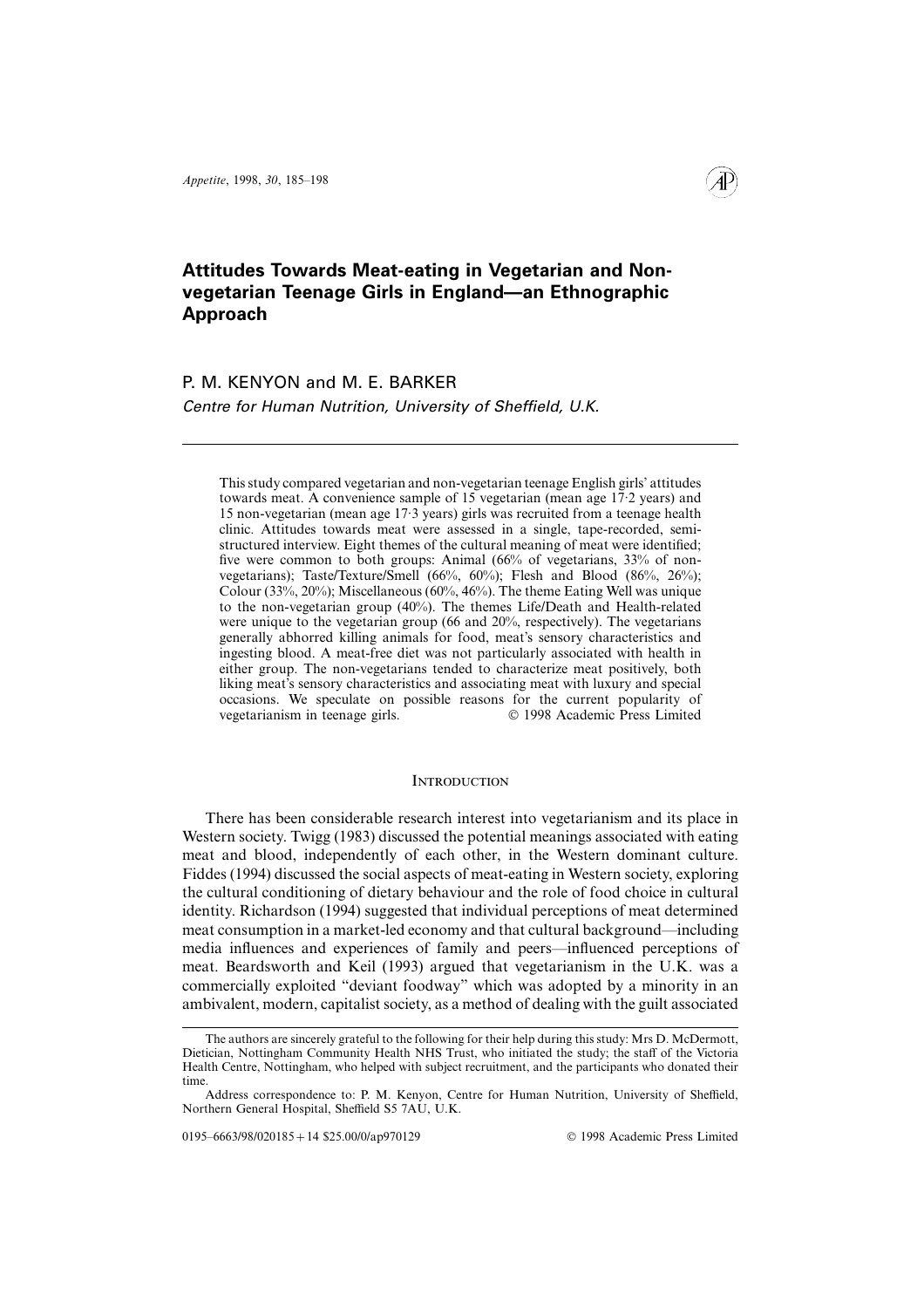# Attitudes Towards Meat-eating in Vegetarian and Non-vegetarian Teenage Girls in England—an Ethnographic Approach

P. M. KENYON and M. E. BARKER

*Centre for Human Nutrition, University of Sheffield, U.K.*

This study compared vegetarian and non-vegetarian teenage English girls' attitudes towards meat. A convenience sample of 15 vegetarian (mean age 17·2 years) and 15 non-vegetarian (mean age 17·3 years) girls was recruited from a teenage health clinic. Attitudes towards meat were assessed in a single, tape-recorded, semi-structured interview. Eight themes of the cultural meaning of meat were identified; five were common to both groups: Animal (66% of vegetarians, 33% of non-vegetarians); Taste/Texture/Smell (66%, 60%); Flesh and Blood (86%, 26%); Colour (33%, 20%); Miscellaneous (60%, 46%). The theme Eating Well was unique to the non-vegetarian group (40%). The themes Life/Death and Health-related were unique to the vegetarian group (66 and 20%, respectively). The vegetarians generally abhorred killing animals for food, meat's sensory characteristics and ingesting blood. A meat-free diet was not particularly associated with health in either group. The non-vegetarians tended to characterize meat positively, both liking meat's sensory characteristics and associating meat with luxury and special occasions. We speculate on possible reasons for the current popularity of vegetarianism in teenage girls. © 1998 Academic Press Limited

## Introduction

There has been considerable research interest into vegetarianism and its place in Western society. Twigg (1983) discussed the potential meanings associated with eating meat and blood, independently of each other, in the Western dominant culture. Fiddes (1994) discussed the social aspects of meat-eating in Western society, exploring the cultural conditioning of dietary behaviour and the role of food choice in cultural identity. Richardson (1994) suggested that individual perceptions of meat determined meat consumption in a market-led economy and that cultural background—including media influences and experiences of family and peers—influenced perceptions of meat. Beardsworth and Keil (1993) argued that vegetarianism in the U.K. was a commercially exploited "deviant foodway" which was adopted by a minority in an ambivalent, modern, capitalist society, as a method of dealing with the guilt associated

---

The authors are sincerely grateful to the following for their help during this study: Mrs D. McDermott, Dietician, Nottingham Community Health NHS Trust, who initiated the study; the staff of the Victoria Health Centre, Nottingham, who helped with subject recruitment, and the participants who donated their time.

Address correspondence to: P. M. Kenyon, Centre for Human Nutrition, University of Sheffield, Northern General Hospital, Sheffield S5 7AU, U.K.

0195–6663/98/020185+14 $25.00/0/ap970129 © 1998 Academic Press Limited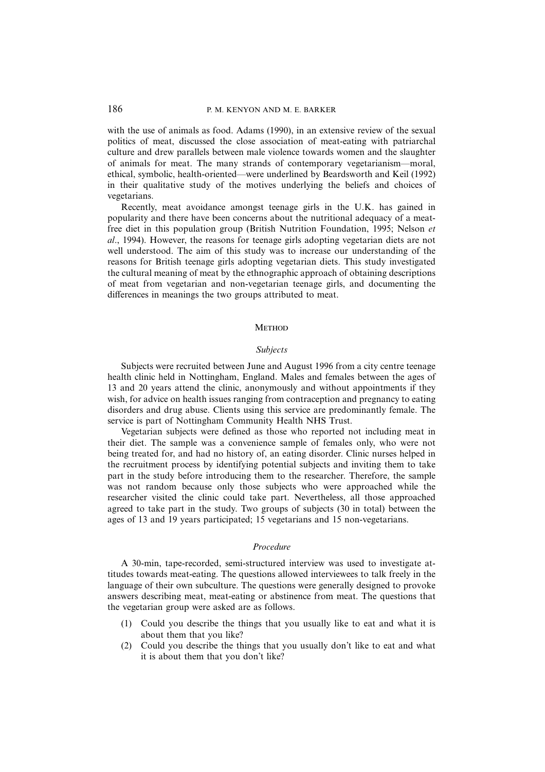with the use of animals as food. Adams (1990), in an extensive review of the sexual politics of meat, discussed the close association of meat-eating with patriarchal culture and drew parallels between male violence towards women and the slaughter of animals for meat. The many strands of contemporary vegetarianism—moral, ethical, symbolic, health-oriented—were underlined by Beardsworth and Keil (1992) in their qualitative study of the motives underlying the beliefs and choices of vegetarians.

Recently, meat avoidance amongst teenage girls in the U.K. has gained in popularity and there have been concerns about the nutritional adequacy of a meat-free diet in this population group (British Nutrition Foundation, 1995; Nelson *et al*., 1994). However, the reasons for teenage girls adopting vegetarian diets are not well understood. The aim of this study was to increase our understanding of the reasons for British teenage girls adopting vegetarian diets. This study investigated the cultural meaning of meat by the ethnographic approach of obtaining descriptions of meat from vegetarian and non-vegetarian teenage girls, and documenting the differences in meanings the two groups attributed to meat.

## Method

### *Subjects*

Subjects were recruited between June and August 1996 from a city centre teenage health clinic held in Nottingham, England. Males and females between the ages of 13 and 20 years attend the clinic, anonymously and without appointments if they wish, for advice on health issues ranging from contraception and pregnancy to eating disorders and drug abuse. Clients using this service are predominantly female. The service is part of Nottingham Community Health NHS Trust.

Vegetarian subjects were defined as those who reported not including meat in their diet. The sample was a convenience sample of females only, who were not being treated for, and had no history of, an eating disorder. Clinic nurses helped in the recruitment process by identifying potential subjects and inviting them to take part in the study before introducing them to the researcher. Therefore, the sample was not random because only those subjects who were approached while the researcher visited the clinic could take part. Nevertheless, all those approached agreed to take part in the study. Two groups of subjects (30 in total) between the ages of 13 and 19 years participated; 15 vegetarians and 15 non-vegetarians.

### *Procedure*

A 30-min, tape-recorded, semi-structured interview was used to investigate attitudes towards meat-eating. The questions allowed interviewees to talk freely in the language of their own subculture. The questions were generally designed to provoke answers describing meat, meat-eating or abstinence from meat. The questions that the vegetarian group were asked are as follows.

(1) Could you describe the things that you usually like to eat and what it is about them that you like?
(2) Could you describe the things that you usually don't like to eat and what it is about them that you don't like?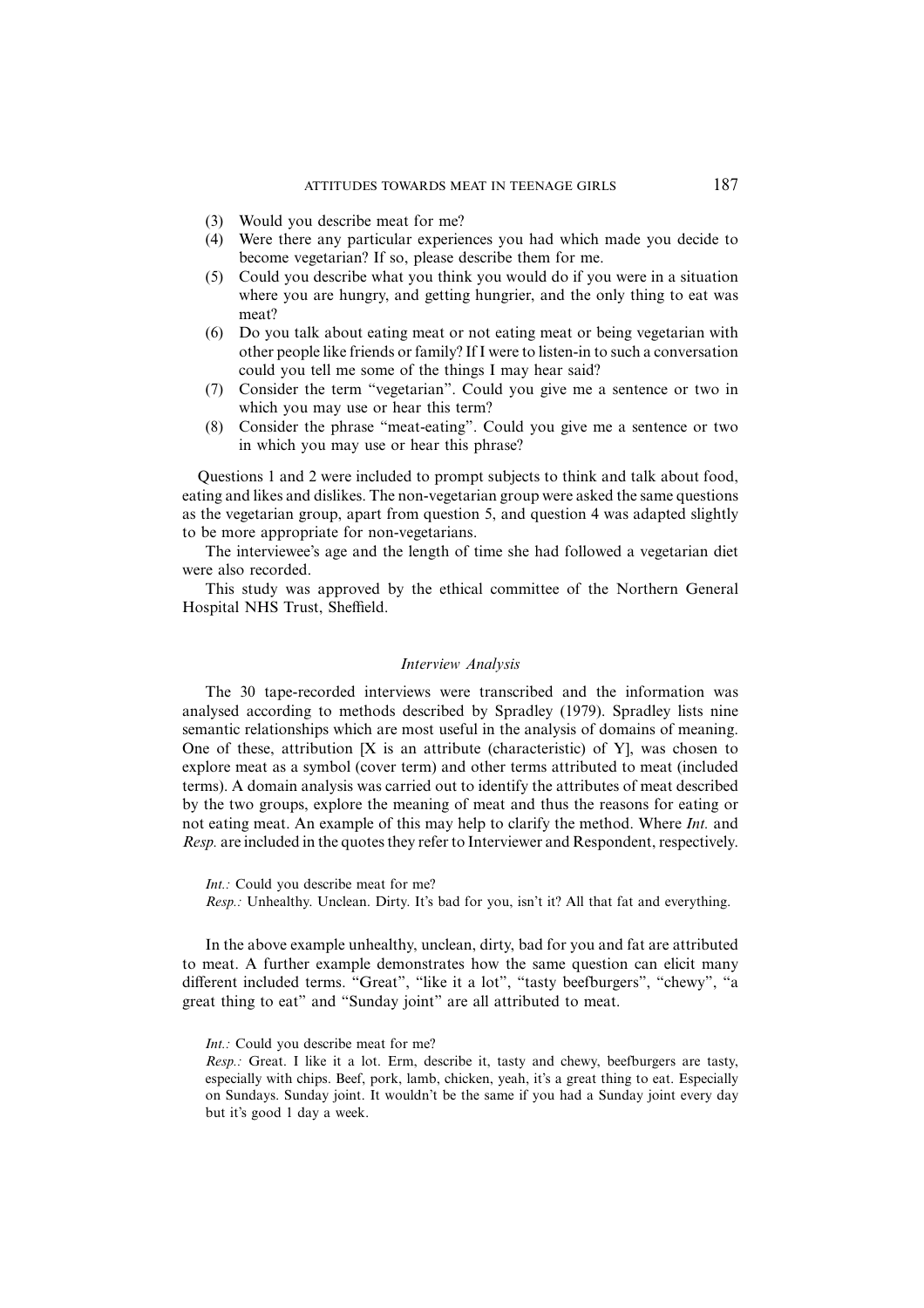(3) Would you describe meat for me?
(4) Were there any particular experiences you had which made you decide to become vegetarian? If so, please describe them for me.
(5) Could you describe what you think you would do if you were in a situation where you are hungry, and getting hungrier, and the only thing to eat was meat?
(6) Do you talk about eating meat or not eating meat or being vegetarian with other people like friends or family? If I were to listen-in to such a conversation could you tell me some of the things I may hear said?
(7) Consider the term "vegetarian". Could you give me a sentence or two in which you may use or hear this term?
(8) Consider the phrase "meat-eating". Could you give me a sentence or two in which you may use or hear this phrase?

Questions 1 and 2 were included to prompt subjects to think and talk about food, eating and likes and dislikes. The non-vegetarian group were asked the same questions as the vegetarian group, apart from question 5, and question 4 was adapted slightly to be more appropriate for non-vegetarians.

The interviewee's age and the length of time she had followed a vegetarian diet were also recorded.

This study was approved by the ethical committee of the Northern General Hospital NHS Trust, Sheffield.

### *Interview Analysis*

The 30 tape-recorded interviews were transcribed and the information was analysed according to methods described by Spradley (1979). Spradley lists nine semantic relationships which are most useful in the analysis of domains of meaning. One of these, attribution [X is an attribute (characteristic) of Y], was chosen to explore meat as a symbol (cover term) and other terms attributed to meat (included terms). A domain analysis was carried out to identify the attributes of meat described by the two groups, explore the meaning of meat and thus the reasons for eating or not eating meat. An example of this may help to clarify the method. Where *Int.* and *Resp.* are included in the quotes they refer to Interviewer and Respondent, respectively.

> *Int.:* Could you describe meat for me?
> *Resp.:* Unhealthy. Unclean. Dirty. It's bad for you, isn't it? All that fat and everything.

In the above example unhealthy, unclean, dirty, bad for you and fat are attributed to meat. A further example demonstrates how the same question can elicit many different included terms. "Great", "like it a lot", "tasty beefburgers", "chewy", "a great thing to eat" and "Sunday joint" are all attributed to meat.

> *Int.:* Could you describe meat for me?
> *Resp.:* Great. I like it a lot. Erm, describe it, tasty and chewy, beefburgers are tasty, especially with chips. Beef, pork, lamb, chicken, yeah, it's a great thing to eat. Especially on Sundays. Sunday joint. It wouldn't be the same if you had a Sunday joint every day but it's good 1 day a week.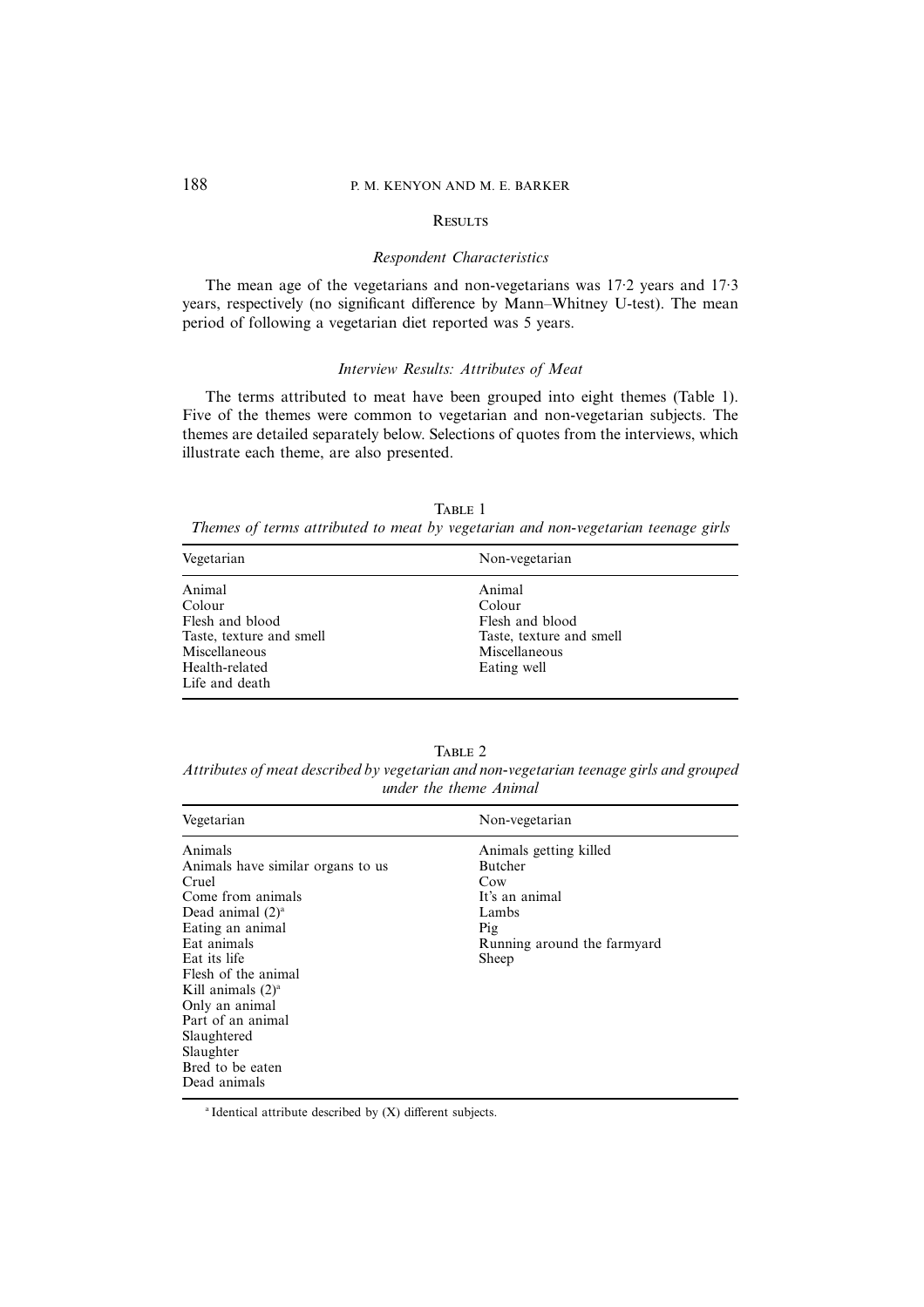## Results

### *Respondent Characteristics*

The mean age of the vegetarians and non-vegetarians was 17·2 years and 17·3 years, respectively (no significant difference by Mann–Whitney U-test). The mean period of following a vegetarian diet reported was 5 years.

### *Interview Results: Attributes of Meat*

The terms attributed to meat have been grouped into eight themes (Table 1). Five of the themes were common to vegetarian and non-vegetarian subjects. The themes are detailed separately below. Selections of quotes from the interviews, which illustrate each theme, are also presented.

Table 1

*Themes of terms attributed to meat by vegetarian and non-vegetarian teenage girls*

| Vegetarian | Non-vegetarian |
|---|---|
| Animal | Animal |
| Colour | Colour |
| Flesh and blood | Flesh and blood |
| Taste, texture and smell | Taste, texture and smell |
| Miscellaneous | Miscellaneous |
| Health-related | Eating well |
| Life and death | |

Table 2

*Attributes of meat described by vegetarian and non-vegetarian teenage girls and grouped under the theme Animal*

| Vegetarian | Non-vegetarian |
|---|---|
| Animals | Animals getting killed |
| Animals have similar organs to us | Butcher |
| Cruel | Cow |
| Come from animals | It's an animal |
| Dead animal (2)[a] | Lambs |
| Eating an animal | Pig |
| Eat animals | Running around the farmyard |
| Eat its life | Sheep |
| Flesh of the animal | |
| Kill animals (2)[a] | |
| Only an animal | |
| Part of an animal | |
| Slaughtered | |
| Slaughter | |
| Bred to be eaten | |
| Dead animals | |

[a] Identical attribute described by (X) different subjects.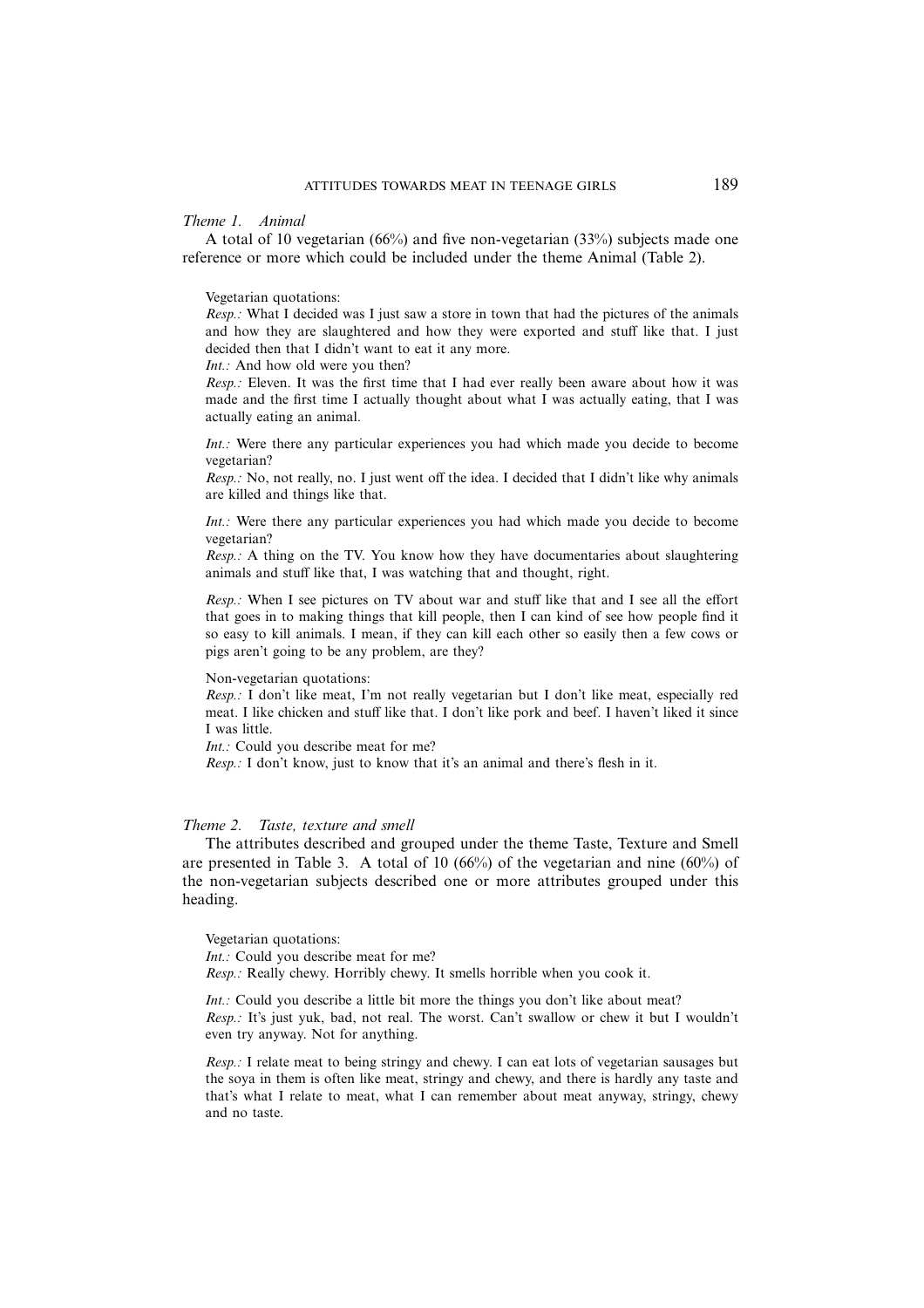*Theme 1. Animal*

A total of 10 vegetarian (66%) and five non-vegetarian (33%) subjects made one reference or more which could be included under the theme Animal (Table 2).

Vegetarian quotations:

*Resp.:* What I decided was I just saw a store in town that had the pictures of the animals and how they are slaughtered and how they were exported and stuff like that. I just decided then that I didn't want to eat it any more.

*Int.:* And how old were you then?

*Resp.:* Eleven. It was the first time that I had ever really been aware about how it was made and the first time I actually thought about what I was actually eating, that I was actually eating an animal.

*Int.:* Were there any particular experiences you had which made you decide to become vegetarian?

*Resp.:* No, not really, no. I just went off the idea. I decided that I didn't like why animals are killed and things like that.

*Int.:* Were there any particular experiences you had which made you decide to become vegetarian?

*Resp.:* A thing on the TV. You know how they have documentaries about slaughtering animals and stuff like that, I was watching that and thought, right.

*Resp.:* When I see pictures on TV about war and stuff like that and I see all the effort that goes in to making things that kill people, then I can kind of see how people find it so easy to kill animals. I mean, if they can kill each other so easily then a few cows or pigs aren't going to be any problem, are they?

Non-vegetarian quotations:

*Resp.:* I don't like meat, I'm not really vegetarian but I don't like meat, especially red meat. I like chicken and stuff like that. I don't like pork and beef. I haven't liked it since I was little.

*Int.:* Could you describe meat for me?

*Resp.:* I don't know, just to know that it's an animal and there's flesh in it.

*Theme 2. Taste, texture and smell*

The attributes described and grouped under the theme Taste, Texture and Smell are presented in Table 3. A total of 10 (66%) of the vegetarian and nine (60%) of the non-vegetarian subjects described one or more attributes grouped under this heading.

Vegetarian quotations:

*Int.:* Could you describe meat for me?

*Resp.:* Really chewy. Horribly chewy. It smells horrible when you cook it.

*Int.:* Could you describe a little bit more the things you don't like about meat?

*Resp.:* It's just yuk, bad, not real. The worst. Can't swallow or chew it but I wouldn't even try anyway. Not for anything.

*Resp.:* I relate meat to being stringy and chewy. I can eat lots of vegetarian sausages but the soya in them is often like meat, stringy and chewy, and there is hardly any taste and that's what I relate to meat, what I can remember about meat anyway, stringy, chewy and no taste.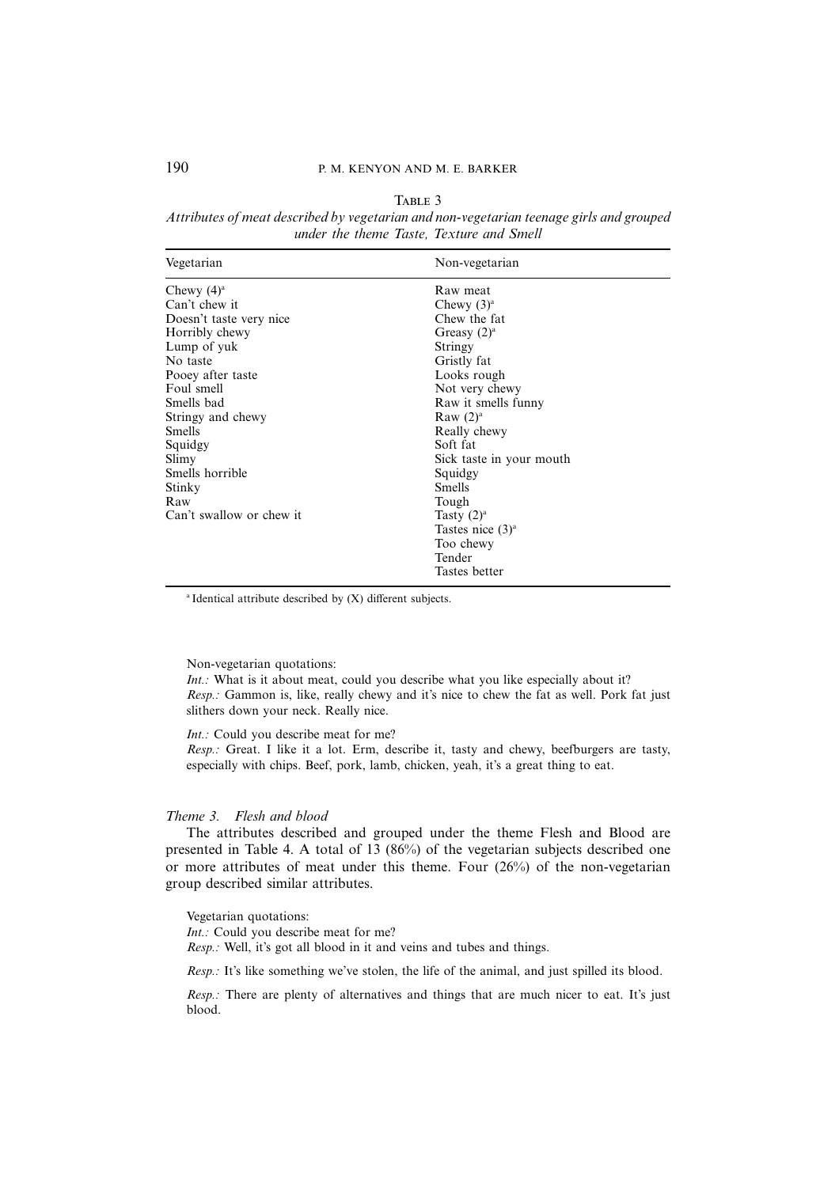Table 3

*Attributes of meat described by vegetarian and non-vegetarian teenage girls and grouped under the theme Taste, Texture and Smell*

| Vegetarian | Non-vegetarian |
|---|---|
| Chewy (4)[a] | Raw meat |
| Can't chew it | Chewy (3)[a] |
| Doesn't taste very nice | Chew the fat |
| Horribly chewy | Greasy (2)[a] |
| Lump of yuk | Stringy |
| No taste | Gristly fat |
| Pooey after taste | Looks rough |
| Foul smell | Not very chewy |
| Smells bad | Raw it smells funny |
| Stringy and chewy | Raw (2)[a] |
| Smells | Really chewy |
| Squidgy | Soft fat |
| Slimy | Sick taste in your mouth |
| Smells horrible | Squidgy |
| Stinky | Smells |
| Raw | Tough |
| Can't swallow or chew it | Tasty (2)[a] |
| | Tastes nice (3)[a] |
| | Too chewy |
| | Tender |
| | Tastes better |

[a] Identical attribute described by (X) different subjects.

Non-vegetarian quotations:

*Int.:* What is it about meat, could you describe what you like especially about it?

*Resp.:* Gammon is, like, really chewy and it's nice to chew the fat as well. Pork fat just slithers down your neck. Really nice.

*Int.:* Could you describe meat for me?

*Resp.:* Great. I like it a lot. Erm, describe it, tasty and chewy, beefburgers are tasty, especially with chips. Beef, pork, lamb, chicken, yeah, it's a great thing to eat.

### *Theme 3. Flesh and blood*

The attributes described and grouped under the theme Flesh and Blood are presented in Table 4. A total of 13 (86%) of the vegetarian subjects described one or more attributes of meat under this theme. Four (26%) of the non-vegetarian group described similar attributes.

Vegetarian quotations:

*Int.:* Could you describe meat for me?

*Resp.:* Well, it's got all blood in it and veins and tubes and things.

*Resp.:* It's like something we've stolen, the life of the animal, and just spilled its blood.

*Resp.:* There are plenty of alternatives and things that are much nicer to eat. It's just blood.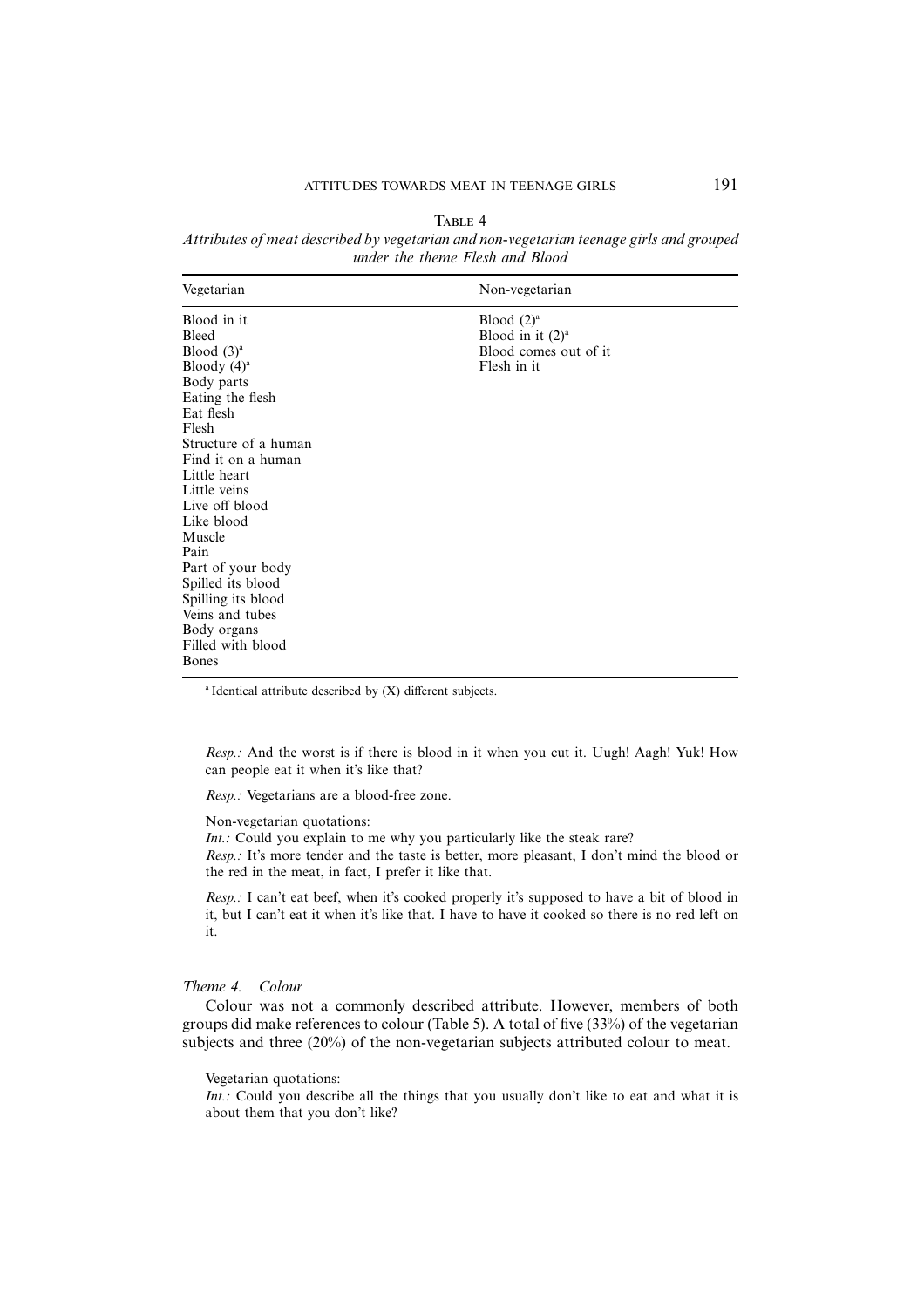Table 4

*Attributes of meat described by vegetarian and non-vegetarian teenage girls and grouped under the theme Flesh and Blood*

| Vegetarian | Non-vegetarian |
|---|---|
| Blood in it | Blood (2)[a] |
| Bleed | Blood in it (2)[a] |
| Blood (3)[a] | Blood comes out of it |
| Bloody (4)[a] | Flesh in it |
| Body parts | |
| Eating the flesh | |
| Eat flesh | |
| Flesh | |
| Structure of a human | |
| Find it on a human | |
| Little heart | |
| Little veins | |
| Live off blood | |
| Like blood | |
| Muscle | |
| Pain | |
| Part of your body | |
| Spilled its blood | |
| Spilling its blood | |
| Veins and tubes | |
| Body organs | |
| Filled with blood | |
| Bones | |

[a] Identical attribute described by (X) different subjects.

> *Resp.:* And the worst is if there is blood in it when you cut it. Uugh! Aagh! Yuk! How can people eat it when it's like that?

> *Resp.:* Vegetarians are a blood-free zone.

Non-vegetarian quotations:

> *Int.:* Could you explain to me why you particularly like the steak rare?
> *Resp.:* It's more tender and the taste is better, more pleasant, I don't mind the blood or the red in the meat, in fact, I prefer it like that.

> *Resp.:* I can't eat beef, when it's cooked properly it's supposed to have a bit of blood in it, but I can't eat it when it's like that. I have to have it cooked so there is no red left on it.

### *Theme 4. Colour*

Colour was not a commonly described attribute. However, members of both groups did make references to colour (Table 5). A total of five (33%) of the vegetarian subjects and three (20%) of the non-vegetarian subjects attributed colour to meat.

Vegetarian quotations:

> *Int.:* Could you describe all the things that you usually don't like to eat and what it is about them that you don't like?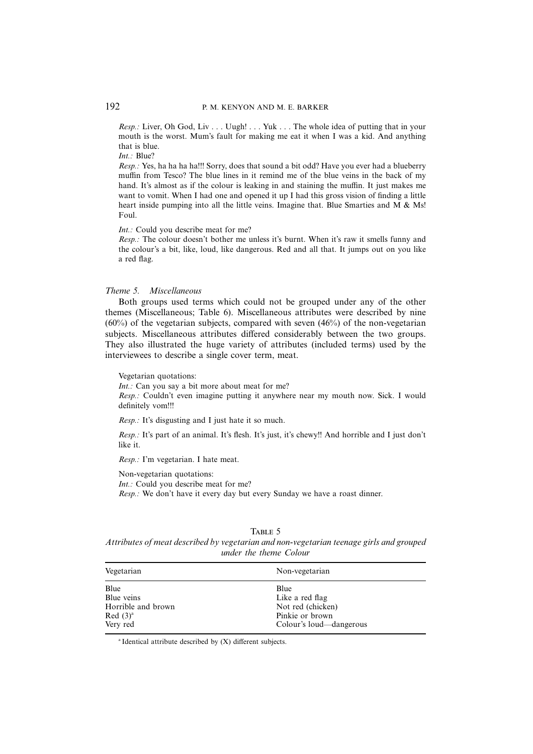*Resp.:* Liver, Oh God, Liv . . . Uugh! . . . Yuk . . . The whole idea of putting that in your mouth is the worst. Mum's fault for making me eat it when I was a kid. And anything that is blue.

*Int.:* Blue?

*Resp.:* Yes, ha ha ha ha!!! Sorry, does that sound a bit odd? Have you ever had a blueberry muffin from Tesco? The blue lines in it remind me of the blue veins in the back of my hand. It's almost as if the colour is leaking in and staining the muffin. It just makes me want to vomit. When I had one and opened it up I had this gross vision of finding a little heart inside pumping into all the little veins. Imagine that. Blue Smarties and M & Ms! Foul.

*Int.:* Could you describe meat for me?

*Resp.:* The colour doesn't bother me unless it's burnt. When it's raw it smells funny and the colour's a bit, like, loud, like dangerous. Red and all that. It jumps out on you like a red flag.

### *Theme 5. Miscellaneous*

Both groups used terms which could not be grouped under any of the other themes (Miscellaneous; Table 6). Miscellaneous attributes were described by nine (60%) of the vegetarian subjects, compared with seven (46%) of the non-vegetarian subjects. Miscellaneous attributes differed considerably between the two groups. They also illustrated the huge variety of attributes (included terms) used by the interviewees to describe a single cover term, meat.

Vegetarian quotations:

*Int.:* Can you say a bit more about meat for me?

*Resp.:* Couldn't even imagine putting it anywhere near my mouth now. Sick. I would definitely vom!!!

*Resp.:* It's disgusting and I just hate it so much.

*Resp.:* It's part of an animal. It's flesh. It's just, it's chewy!! And horrible and I just don't like it.

*Resp.:* I'm vegetarian. I hate meat.

Non-vegetarian quotations:

*Int.:* Could you describe meat for me?

*Resp.:* We don't have it every day but every Sunday we have a roast dinner.

TABLE 5

*Attributes of meat described by vegetarian and non-vegetarian teenage girls and grouped under the theme Colour*

| Vegetarian | Non-vegetarian |
|---|---|
| Blue | Blue |
| Blue veins | Like a red flag |
| Horrible and brown | Not red (chicken) |
| Red (3)[a] | Pinkie or brown |
| Very red | Colour's loud—dangerous |

[a] Identical attribute described by (X) different subjects.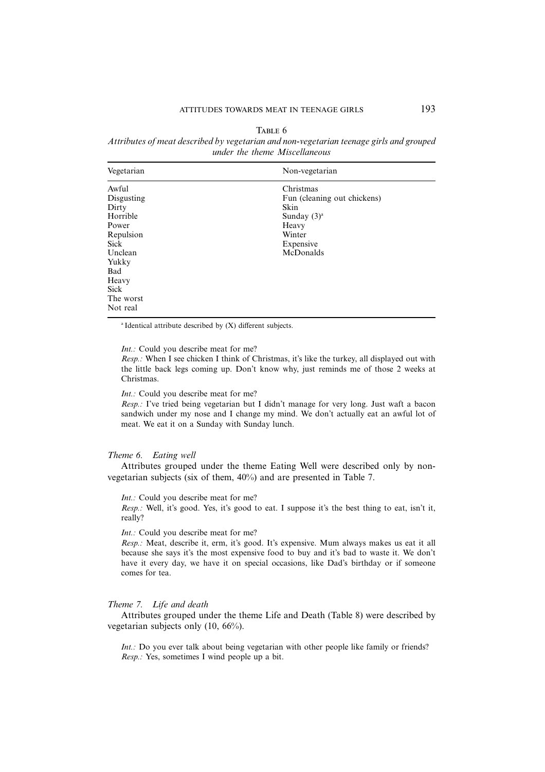Table 6

*Attributes of meat described by vegetarian and non-vegetarian teenage girls and grouped under the theme Miscellaneous*

| Vegetarian | Non-vegetarian |
|---|---|
| Awful | Christmas |
| Disgusting | Fun (cleaning out chickens) |
| Dirty | Skin |
| Horrible | Sunday (3)[a] |
| Power | Heavy |
| Repulsion | Winter |
| Sick | Expensive |
| Unclean | McDonalds |
| Yukky | |
| Bad | |
| Heavy | |
| Sick | |
| The worst | |
| Not real | |

[a] Identical attribute described by (X) different subjects.

> *Int.:* Could you describe meat for me?
> *Resp.:* When I see chicken I think of Christmas, it's like the turkey, all displayed out with the little back legs coming up. Don't know why, just reminds me of those 2 weeks at Christmas.

> *Int.:* Could you describe meat for me?
> *Resp.:* I've tried being vegetarian but I didn't manage for very long. Just waft a bacon sandwich under my nose and I change my mind. We don't actually eat an awful lot of meat. We eat it on a Sunday with Sunday lunch.

### *Theme 6. Eating well*

Attributes grouped under the theme Eating Well were described only by non-vegetarian subjects (six of them, 40%) and are presented in Table 7.

> *Int.:* Could you describe meat for me?
> *Resp.:* Well, it's good. Yes, it's good to eat. I suppose it's the best thing to eat, isn't it, really?

> *Int.:* Could you describe meat for me?
> *Resp.:* Meat, describe it, erm, it's good. It's expensive. Mum always makes us eat it all because she says it's the most expensive food to buy and it's bad to waste it. We don't have it every day, we have it on special occasions, like Dad's birthday or if someone comes for tea.

### *Theme 7. Life and death*

Attributes grouped under the theme Life and Death (Table 8) were described by vegetarian subjects only (10, 66%).

> *Int.:* Do you ever talk about being vegetarian with other people like family or friends?
> *Resp.:* Yes, sometimes I wind people up a bit.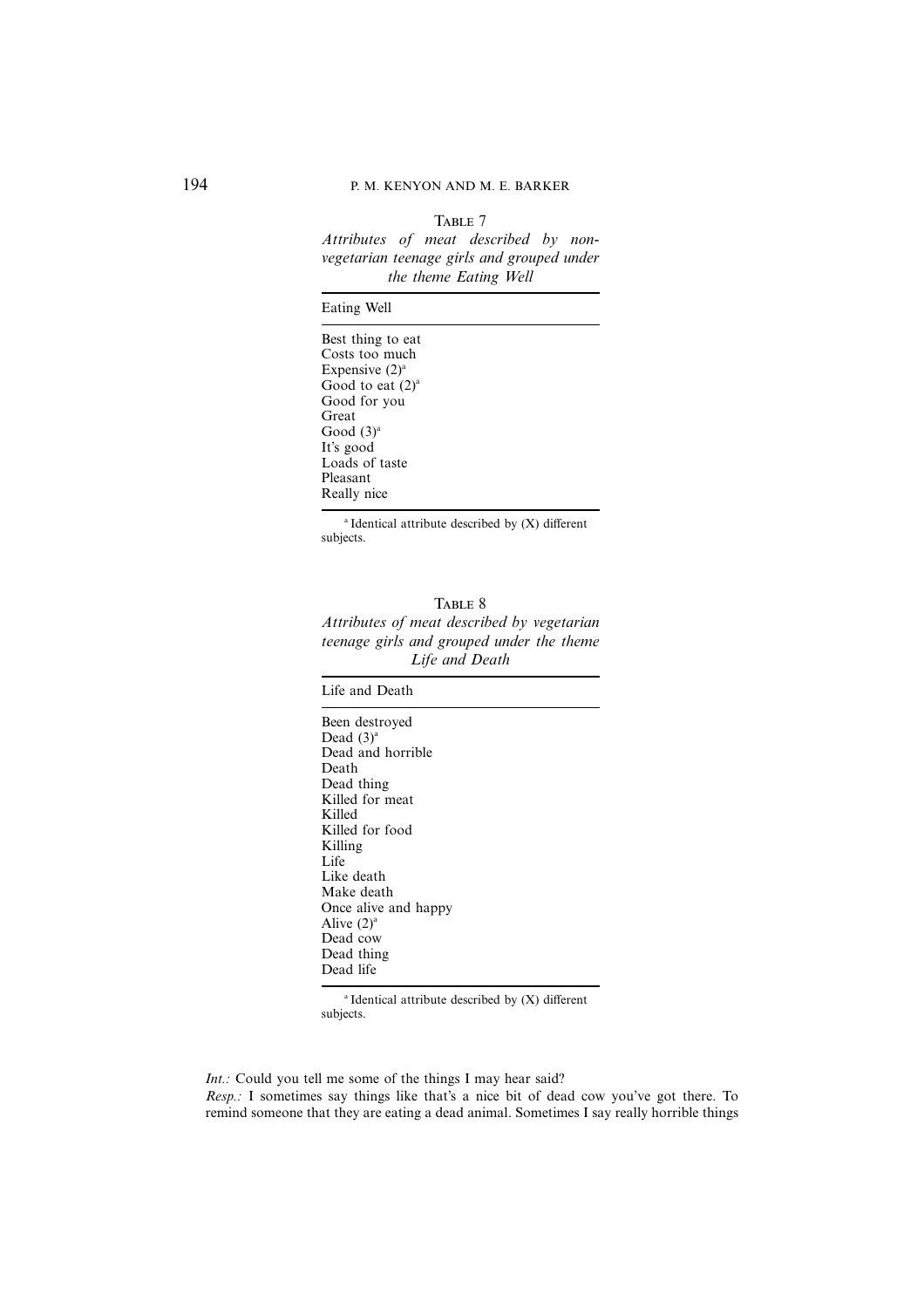Table 7

*Attributes of meat described by non-vegetarian teenage girls and grouped under the theme Eating Well*

| Eating Well |
|---|
| Best thing to eat |
| Costs too much |
| Expensive (2)[a] |
| Good to eat (2)[a] |
| Good for you |
| Great |
| Good (3)[a] |
| It's good |
| Loads of taste |
| Pleasant |
| Really nice |

[a] Identical attribute described by (X) different subjects.

Table 8

*Attributes of meat described by vegetarian teenage girls and grouped under the theme Life and Death*

| Life and Death |
|---|
| Been destroyed |
| Dead (3)[a] |
| Dead and horrible |
| Death |
| Dead thing |
| Killed for meat |
| Killed |
| Killed for food |
| Killing |
| Life |
| Like death |
| Make death |
| Once alive and happy |
| Alive (2)[a] |
| Dead cow |
| Dead thing |
| Dead life |

[a] Identical attribute described by (X) different subjects.

*Int.:* Could you tell me some of the things I may hear said?
*Resp.:* I sometimes say things like that's a nice bit of dead cow you've got there. To remind someone that they are eating a dead animal. Sometimes I say really horrible things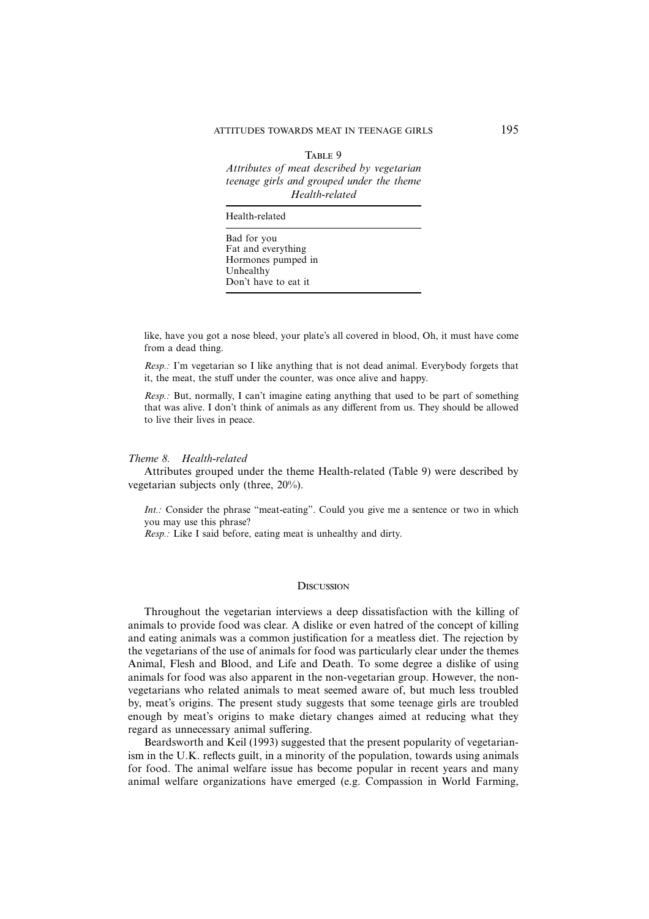Table 9

*Attributes of meat described by vegetarian teenage girls and grouped under the theme Health-related*

| Health-related |
| --- |
| Bad for you |
| Fat and everything |
| Hormones pumped in |
| Unhealthy |
| Don't have to eat it |

like, have you got a nose bleed, your plate's all covered in blood, Oh, it must have come from a dead thing.

*Resp.:* I'm vegetarian so I like anything that is not dead animal. Everybody forgets that it, the meat, the stuff under the counter, was once alive and happy.

*Resp.:* But, normally, I can't imagine eating anything that used to be part of something that was alive. I don't think of animals as any different from us. They should be allowed to live their lives in peace.

### *Theme 8. Health-related*

Attributes grouped under the theme Health-related (Table 9) were described by vegetarian subjects only (three, 20%).

*Int.:* Consider the phrase "meat-eating". Could you give me a sentence or two in which you may use this phrase?
*Resp.:* Like I said before, eating meat is unhealthy and dirty.

## Discussion

Throughout the vegetarian interviews a deep dissatisfaction with the killing of animals to provide food was clear. A dislike or even hatred of the concept of killing and eating animals was a common justification for a meatless diet. The rejection by the vegetarians of the use of animals for food was particularly clear under the themes Animal, Flesh and Blood, and Life and Death. To some degree a dislike of using animals for food was also apparent in the non-vegetarian group. However, the non-vegetarians who related animals to meat seemed aware of, but much less troubled by, meat's origins. The present study suggests that some teenage girls are troubled enough by meat's origins to make dietary changes aimed at reducing what they regard as unnecessary animal suffering.

Beardsworth and Keil (1993) suggested that the present popularity of vegetarianism in the U.K. reflects guilt, in a minority of the population, towards using animals for food. The animal welfare issue has become popular in recent years and many animal welfare organizations have emerged (e.g. Compassion in World Farming,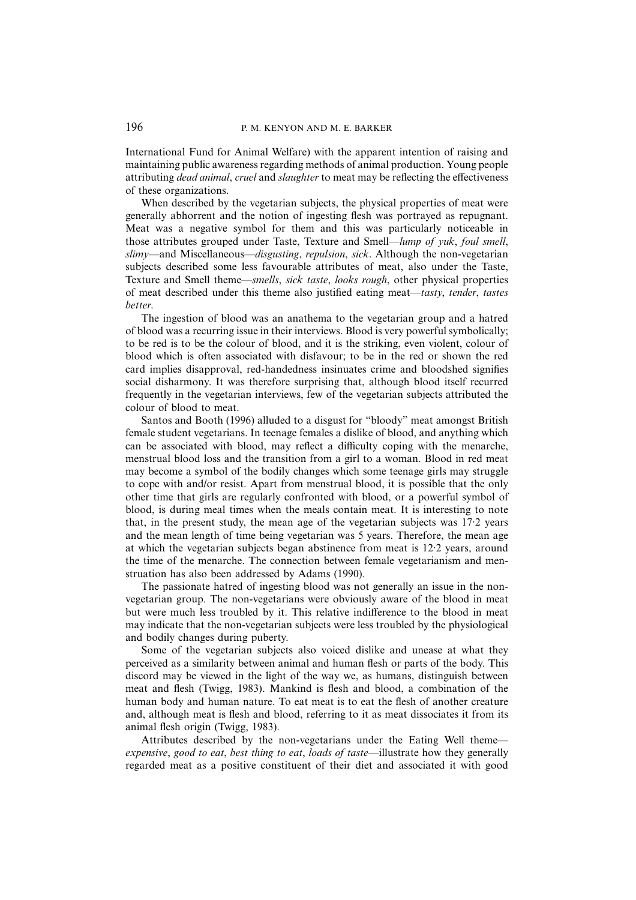International Fund for Animal Welfare) with the apparent intention of raising and maintaining public awareness regarding methods of animal production. Young people attributing *dead animal*, *cruel* and *slaughter* to meat may be reflecting the effectiveness of these organizations.

When described by the vegetarian subjects, the physical properties of meat were generally abhorrent and the notion of ingesting flesh was portrayed as repugnant. Meat was a negative symbol for them and this was particularly noticeable in those attributes grouped under Taste, Texture and Smell—*lump of yuk*, *foul smell*, *slimy*—and Miscellaneous—*disgusting*, *repulsion*, *sick*. Although the non-vegetarian subjects described some less favourable attributes of meat, also under the Taste, Texture and Smell theme—*smells*, *sick taste*, *looks rough*, other physical properties of meat described under this theme also justified eating meat—*tasty*, *tender*, *tastes better*.

The ingestion of blood was an anathema to the vegetarian group and a hatred of blood was a recurring issue in their interviews. Blood is very powerful symbolically; to be red is to be the colour of blood, and it is the striking, even violent, colour of blood which is often associated with disfavour; to be in the red or shown the red card implies disapproval, red-handedness insinuates crime and bloodshed signifies social disharmony. It was therefore surprising that, although blood itself recurred frequently in the vegetarian interviews, few of the vegetarian subjects attributed the colour of blood to meat.

Santos and Booth (1996) alluded to a disgust for "bloody" meat amongst British female student vegetarians. In teenage females a dislike of blood, and anything which can be associated with blood, may reflect a difficulty coping with the menarche, menstrual blood loss and the transition from a girl to a woman. Blood in red meat may become a symbol of the bodily changes which some teenage girls may struggle to cope with and/or resist. Apart from menstrual blood, it is possible that the only other time that girls are regularly confronted with blood, or a powerful symbol of blood, is during meal times when the meals contain meat. It is interesting to note that, in the present study, the mean age of the vegetarian subjects was 17·2 years and the mean length of time being vegetarian was 5 years. Therefore, the mean age at which the vegetarian subjects began abstinence from meat is 12·2 years, around the time of the menarche. The connection between female vegetarianism and menstruation has also been addressed by Adams (1990).

The passionate hatred of ingesting blood was not generally an issue in the non-vegetarian group. The non-vegetarians were obviously aware of the blood in meat but were much less troubled by it. This relative indifference to the blood in meat may indicate that the non-vegetarian subjects were less troubled by the physiological and bodily changes during puberty.

Some of the vegetarian subjects also voiced dislike and unease at what they perceived as a similarity between animal and human flesh or parts of the body. This discord may be viewed in the light of the way we, as humans, distinguish between meat and flesh (Twigg, 1983). Mankind is flesh and blood, a combination of the human body and human nature. To eat meat is to eat the flesh of another creature and, although meat is flesh and blood, referring to it as meat dissociates it from its animal flesh origin (Twigg, 1983).

Attributes described by the non-vegetarians under the Eating Well theme—*expensive*, *good to eat*, *best thing to eat*, *loads of taste*—illustrate how they generally regarded meat as a positive constituent of their diet and associated it with good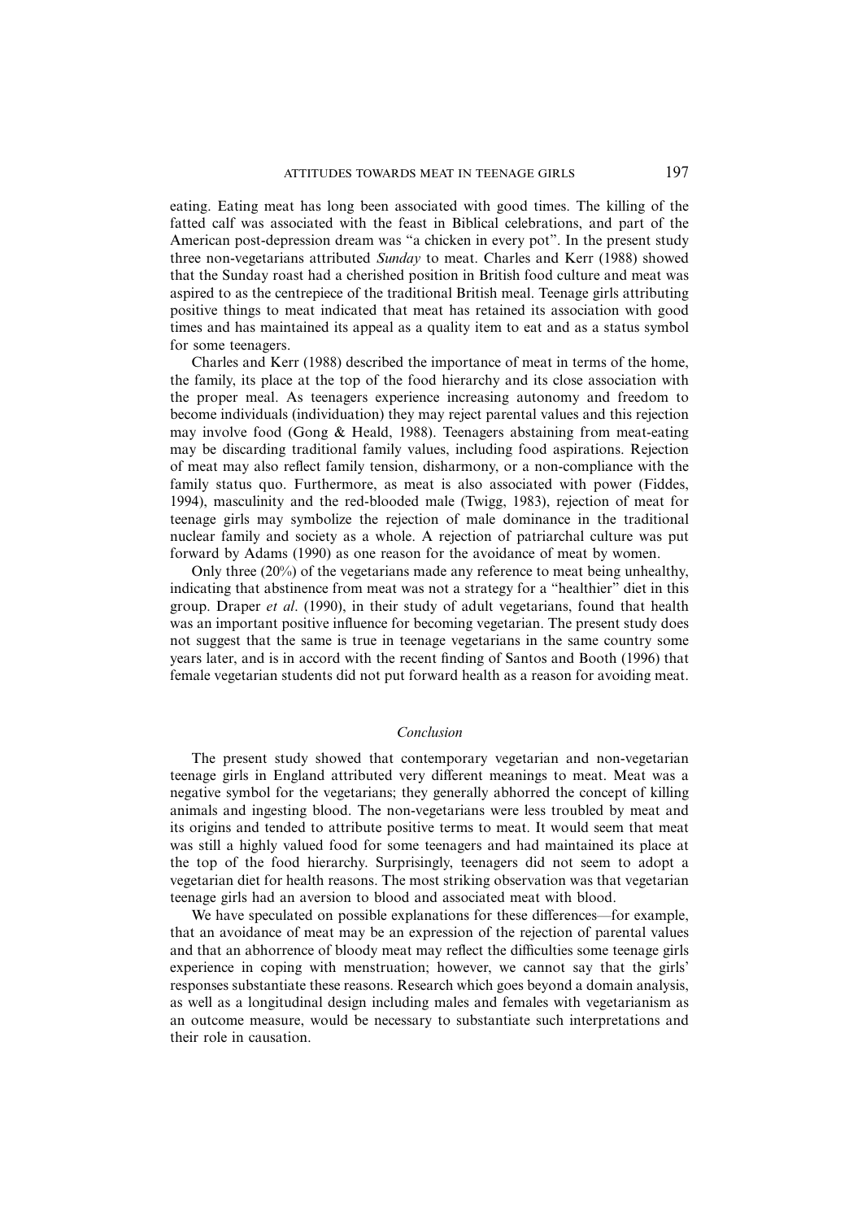eating. Eating meat has long been associated with good times. The killing of the fatted calf was associated with the feast in Biblical celebrations, and part of the American post-depression dream was "a chicken in every pot". In the present study three non-vegetarians attributed *Sunday* to meat. Charles and Kerr (1988) showed that the Sunday roast had a cherished position in British food culture and meat was aspired to as the centrepiece of the traditional British meal. Teenage girls attributing positive things to meat indicated that meat has retained its association with good times and has maintained its appeal as a quality item to eat and as a status symbol for some teenagers.

Charles and Kerr (1988) described the importance of meat in terms of the home, the family, its place at the top of the food hierarchy and its close association with the proper meal. As teenagers experience increasing autonomy and freedom to become individuals (individuation) they may reject parental values and this rejection may involve food (Gong & Heald, 1988). Teenagers abstaining from meat-eating may be discarding traditional family values, including food aspirations. Rejection of meat may also reflect family tension, disharmony, or a non-compliance with the family status quo. Furthermore, as meat is also associated with power (Fiddes, 1994), masculinity and the red-blooded male (Twigg, 1983), rejection of meat for teenage girls may symbolize the rejection of male dominance in the traditional nuclear family and society as a whole. A rejection of patriarchal culture was put forward by Adams (1990) as one reason for the avoidance of meat by women.

Only three (20%) of the vegetarians made any reference to meat being unhealthy, indicating that abstinence from meat was not a strategy for a "healthier" diet in this group. Draper *et al*. (1990), in their study of adult vegetarians, found that health was an important positive influence for becoming vegetarian. The present study does not suggest that the same is true in teenage vegetarians in the same country some years later, and is in accord with the recent finding of Santos and Booth (1996) that female vegetarian students did not put forward health as a reason for avoiding meat.

## *Conclusion*

The present study showed that contemporary vegetarian and non-vegetarian teenage girls in England attributed very different meanings to meat. Meat was a negative symbol for the vegetarians; they generally abhorred the concept of killing animals and ingesting blood. The non-vegetarians were less troubled by meat and its origins and tended to attribute positive terms to meat. It would seem that meat was still a highly valued food for some teenagers and had maintained its place at the top of the food hierarchy. Surprisingly, teenagers did not seem to adopt a vegetarian diet for health reasons. The most striking observation was that vegetarian teenage girls had an aversion to blood and associated meat with blood.

We have speculated on possible explanations for these differences—for example, that an avoidance of meat may be an expression of the rejection of parental values and that an abhorrence of bloody meat may reflect the difficulties some teenage girls experience in coping with menstruation; however, we cannot say that the girls' responses substantiate these reasons. Research which goes beyond a domain analysis, as well as a longitudinal design including males and females with vegetarianism as an outcome measure, would be necessary to substantiate such interpretations and their role in causation.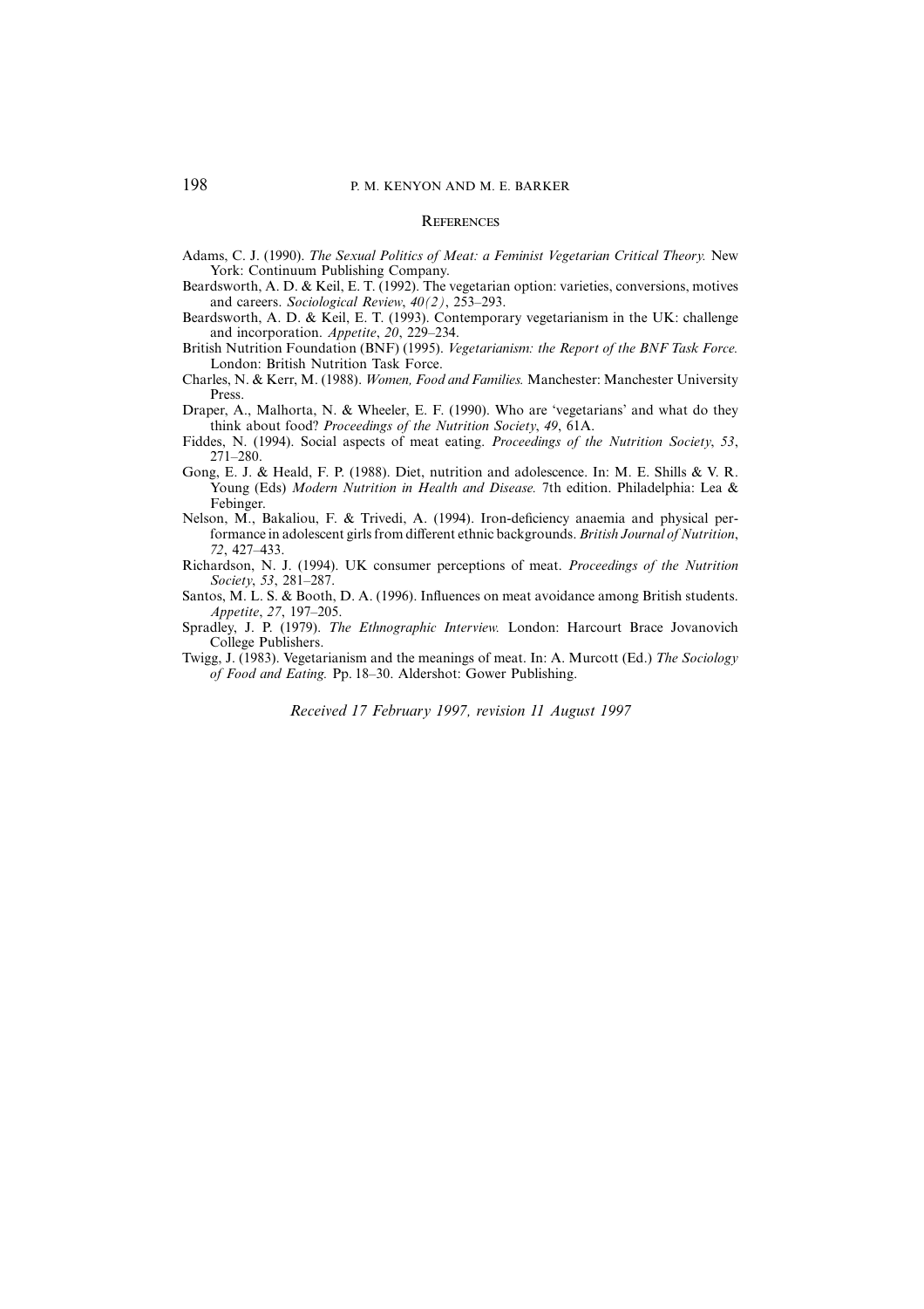## References

Adams, C. J. (1990). *The Sexual Politics of Meat: a Feminist Vegetarian Critical Theory.* New York: Continuum Publishing Company.

Beardsworth, A. D. & Keil, E. T. (1992). The vegetarian option: varieties, conversions, motives and careers. *Sociological Review*, *40(2)*, 253–293.

Beardsworth, A. D. & Keil, E. T. (1993). Contemporary vegetarianism in the UK: challenge and incorporation. *Appetite*, *20*, 229–234.

British Nutrition Foundation (BNF) (1995). *Vegetarianism: the Report of the BNF Task Force.* London: British Nutrition Task Force.

Charles, N. & Kerr, M. (1988). *Women, Food and Families.* Manchester: Manchester University Press.

Draper, A., Malhorta, N. & Wheeler, E. F. (1990). Who are 'vegetarians' and what do they think about food? *Proceedings of the Nutrition Society*, *49*, 61A.

Fiddes, N. (1994). Social aspects of meat eating. *Proceedings of the Nutrition Society*, *53*, 271–280.

Gong, E. J. & Heald, F. P. (1988). Diet, nutrition and adolescence. In: M. E. Shills & V. R. Young (Eds) *Modern Nutrition in Health and Disease.* 7th edition. Philadelphia: Lea & Febinger.

Nelson, M., Bakaliou, F. & Trivedi, A. (1994). Iron-deficiency anaemia and physical performance in adolescent girls from different ethnic backgrounds. *British Journal of Nutrition*, *72*, 427–433.

Richardson, N. J. (1994). UK consumer perceptions of meat. *Proceedings of the Nutrition Society*, *53*, 281–287.

Santos, M. L. S. & Booth, D. A. (1996). Influences on meat avoidance among British students. *Appetite*, *27*, 197–205.

Spradley, J. P. (1979). *The Ethnographic Interview.* London: Harcourt Brace Jovanovich College Publishers.

Twigg, J. (1983). Vegetarianism and the meanings of meat. In: A. Murcott (Ed.) *The Sociology of Food and Eating.* Pp. 18–30. Aldershot: Gower Publishing.

*Received 17 February 1997, revision 11 August 1997*